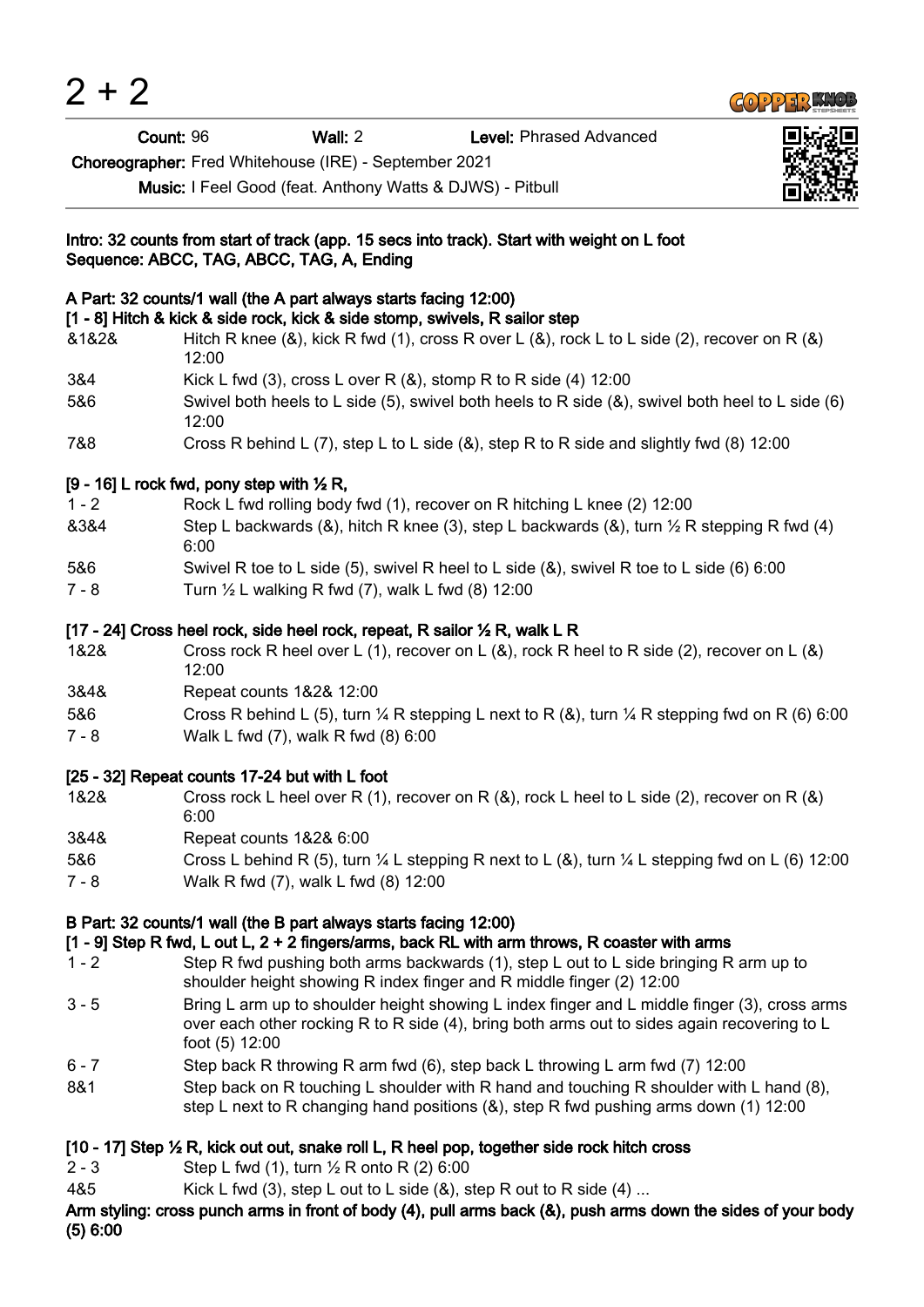# 2 + 2

**Count:** 96 **Wall:** 2 **Level:** Phrased Advanced

**Choreographer:** Fred Whitehouse (IRE) - September 2021

**Music:** I Feel Good (feat. Anthony Watts & DJWS) - Pitbull

**Intro: 32 counts from start of track (app. 15 secs into track). Start with weight on L foot**
**Sequence: ABCC, TAG, ABCC, TAG, A, Ending**

**A Part: 32 counts/1 wall (the A part always starts facing 12:00)**

**[1 - 8] Hitch & kick & side rock, kick & side stomp, swivels, R sailor step**

| | |
|---|---|
| &1&2& | Hitch R knee (&), kick R fwd (1), cross R over L (&), rock L to L side (2), recover on R (&) 12:00 |
| 3&4 | Kick L fwd (3), cross L over R (&), stomp R to R side (4) 12:00 |
| 5&6 | Swivel both heels to L side (5), swivel both heels to R side (&), swivel both heel to L side (6) 12:00 |
| 7&8 | Cross R behind L (7), step L to L side (&), step R to R side and slightly fwd (8) 12:00 |

**[9 - 16] L rock fwd, pony step with ½ R,**

| | |
|---|---|
| 1 - 2 | Rock L fwd rolling body fwd (1), recover on R hitching L knee (2) 12:00 |
| &3&4 | Step L backwards (&), hitch R knee (3), step L backwards (&), turn ½ R stepping R fwd (4) 6:00 |
| 5&6 | Swivel R toe to L side (5), swivel R heel to L side (&), swivel R toe to L side (6) 6:00 |
| 7 - 8 | Turn ½ L walking R fwd (7), walk L fwd (8) 12:00 |

**[17 - 24] Cross heel rock, side heel rock, repeat, R sailor ½ R, walk L R**

| | |
|---|---|
| 1&2& | Cross rock R heel over L (1), recover on L (&), rock R heel to R side (2), recover on L (&) 12:00 |
| 3&4& | Repeat counts 1&2& 12:00 |
| 5&6 | Cross R behind L (5), turn ¼ R stepping L next to R (&), turn ¼ R stepping fwd on R (6) 6:00 |
| 7 - 8 | Walk L fwd (7), walk R fwd (8) 6:00 |

**[25 - 32] Repeat counts 17-24 but with L foot**

| | |
|---|---|
| 1&2& | Cross rock L heel over R (1), recover on R (&), rock L heel to L side (2), recover on R (&) 6:00 |
| 3&4& | Repeat counts 1&2& 6:00 |
| 5&6 | Cross L behind R (5), turn ¼ L stepping R next to L (&), turn ¼ L stepping fwd on L (6) 12:00 |
| 7 - 8 | Walk R fwd (7), walk L fwd (8) 12:00 |

**B Part: 32 counts/1 wall (the B part always starts facing 12:00)**

**[1 - 9] Step R fwd, L out L, 2 + 2 fingers/arms, back RL with arm throws, R coaster with arms**

| | |
|---|---|
| 1 - 2 | Step R fwd pushing both arms backwards (1), step L out to L side bringing R arm up to shoulder height showing R index finger and R middle finger (2) 12:00 |
| 3 - 5 | Bring L arm up to shoulder height showing L index finger and L middle finger (3), cross arms over each other rocking R to R side (4), bring both arms out to sides again recovering to L foot (5) 12:00 |
| 6 - 7 | Step back R throwing R arm fwd (6), step back L throwing L arm fwd (7) 12:00 |
| 8&1 | Step back on R touching L shoulder with R hand and touching R shoulder with L hand (8), step L next to R changing hand positions (&), step R fwd pushing arms down (1) 12:00 |

**[10 - 17] Step ½ R, kick out out, snake roll L, R heel pop, together side rock hitch cross**

| | |
|---|---|
| 2 - 3 | Step L fwd (1), turn ½ R onto R (2) 6:00 |
| 4&5 | Kick L fwd (3), step L out to L side (&), step R out to R side (4) ... |

**Arm styling: cross punch arms in front of body (4), pull arms back (&), push arms down the sides of your body (5) 6:00**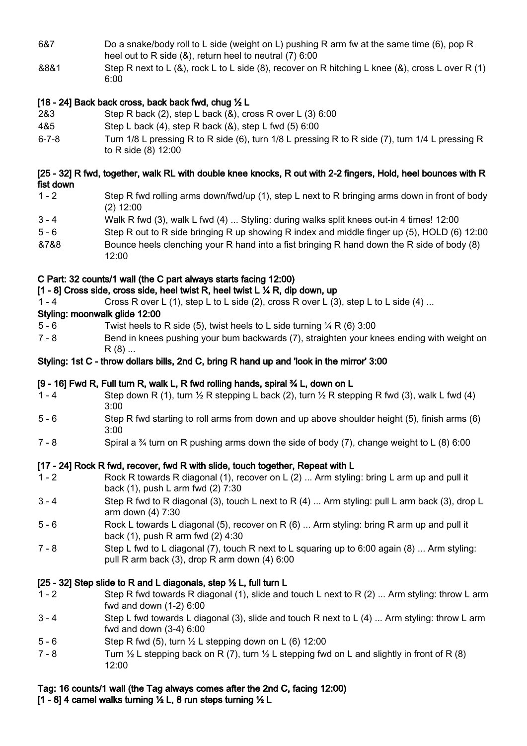6&7 Do a snake/body roll to L side (weight on L) pushing R arm fw at the same time (6), pop R heel out to R side (&), return heel to neutral (7) 6:00

&8&1 Step R next to L (&), rock L to L side (8), recover on R hitching L knee (&), cross L over R (1) 6:00

**[18 - 24] Back back cross, back back fwd, chug ½ L**

2&3 Step R back (2), step L back (&), cross R over L (3) 6:00

4&5 Step L back (4), step R back (&), step L fwd (5) 6:00

6-7-8 Turn 1/8 L pressing R to R side (6), turn 1/8 L pressing R to R side (7), turn 1/4 L pressing R to R side (8) 12:00

**[25 - 32] R fwd, together, walk RL with double knee knocks, R out with 2-2 fingers, Hold, heel bounces with R fist down**

1 - 2 Step R fwd rolling arms down/fwd/up (1), step L next to R bringing arms down in front of body (2) 12:00

3 - 4 Walk R fwd (3), walk L fwd (4) ... Styling: during walks split knees out-in 4 times! 12:00

5 - 6 Step R out to R side bringing R up showing R index and middle finger up (5), HOLD (6) 12:00

&7&8 Bounce heels clenching your R hand into a fist bringing R hand down the R side of body (8) 12:00

**C Part: 32 counts/1 wall (the C part always starts facing 12:00)**

**[1 - 8] Cross side, cross side, heel twist R, heel twist L ¼ R, dip down, up**

1 - 4 Cross R over L (1), step L to L side (2), cross R over L (3), step L to L side (4) ...

**Styling: moonwalk glide 12:00**

5 - 6 Twist heels to R side (5), twist heels to L side turning ¼ R (6) 3:00

7 - 8 Bend in knees pushing your bum backwards (7), straighten your knees ending with weight on R (8) ...

**Styling: 1st C - throw dollars bills, 2nd C, bring R hand up and 'look in the mirror' 3:00**

**[9 - 16] Fwd R, Full turn R, walk L, R fwd rolling hands, spiral ¾ L, down on L**

1 - 4 Step down R (1), turn ½ R stepping L back (2), turn ½ R stepping R fwd (3), walk L fwd (4) 3:00

5 - 6 Step R fwd starting to roll arms from down and up above shoulder height (5), finish arms (6) 3:00

7 - 8 Spiral a ¾ turn on R pushing arms down the side of body (7), change weight to L (8) 6:00

**[17 - 24] Rock R fwd, recover, fwd R with slide, touch together, Repeat with L**

1 - 2 Rock R towards R diagonal (1), recover on L (2) ... Arm styling: bring L arm up and pull it back (1), push L arm fwd (2) 7:30

3 - 4 Step R fwd to R diagonal (3), touch L next to R (4) ... Arm styling: pull L arm back (3), drop L arm down (4) 7:30

5 - 6 Rock L towards L diagonal (5), recover on R (6) ... Arm styling: bring R arm up and pull it back (1), push R arm fwd (2) 4:30

7 - 8 Step L fwd to L diagonal (7), touch R next to L squaring up to 6:00 again (8) ... Arm styling: pull R arm back (3), drop R arm down (4) 6:00

**[25 - 32] Step slide to R and L diagonals, step ½ L, full turn L**

1 - 2 Step R fwd towards R diagonal (1), slide and touch L next to R (2) ... Arm styling: throw L arm fwd and down (1-2) 6:00

3 - 4 Step L fwd towards L diagonal (3), slide and touch R next to L (4) ... Arm styling: throw L arm fwd and down (3-4) 6:00

5 - 6 Step R fwd (5), turn ½ L stepping down on L (6) 12:00

7 - 8 Turn ½ L stepping back on R (7), turn ½ L stepping fwd on L and slightly in front of R (8) 12:00

**Tag: 16 counts/1 wall (the Tag always comes after the 2nd C, facing 12:00)**

**[1 - 8] 4 camel walks turning ½ L, 8 run steps turning ½ L**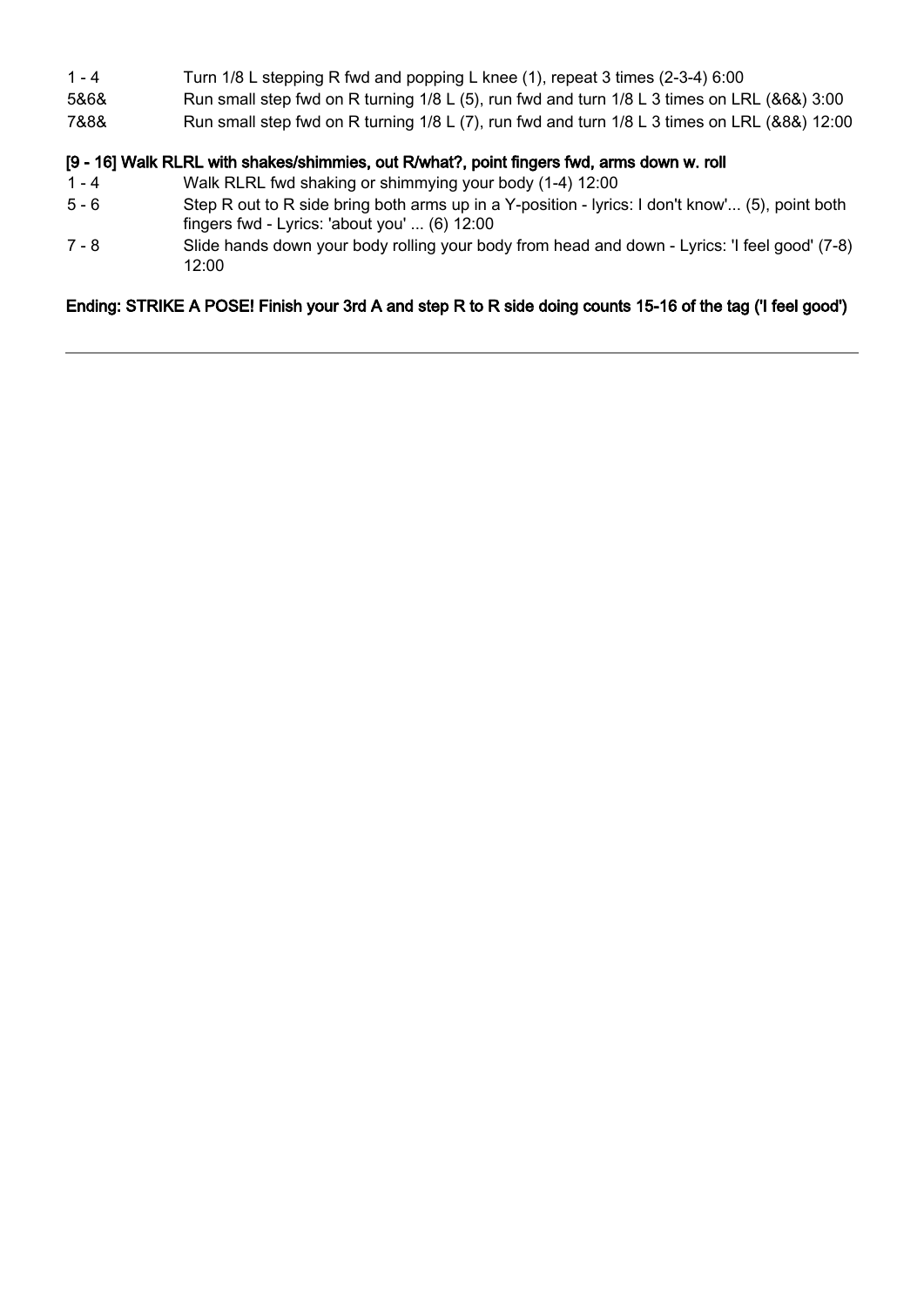| | |
|---|---|
| 1 - 4 | Turn 1/8 L stepping R fwd and popping L knee (1), repeat 3 times (2-3-4) 6:00 |
| 5&6& | Run small step fwd on R turning 1/8 L (5), run fwd and turn 1/8 L 3 times on LRL (&6&) 3:00 |
| 7&8& | Run small step fwd on R turning 1/8 L (7), run fwd and turn 1/8 L 3 times on LRL (&8&) 12:00 |

**[9 - 16] Walk RLRL with shakes/shimmies, out R/what?, point fingers fwd, arms down w. roll**

| | |
|---|---|
| 1 - 4 | Walk RLRL fwd shaking or shimmying your body (1-4) 12:00 |
| 5 - 6 | Step R out to R side bring both arms up in a Y-position - lyrics: I don't know'... (5), point both fingers fwd - Lyrics: 'about you' ... (6) 12:00 |
| 7 - 8 | Slide hands down your body rolling your body from head and down - Lyrics: 'I feel good' (7-8) 12:00 |

**Ending: STRIKE A POSE! Finish your 3rd A and step R to R side doing counts 15-16 of the tag ('I feel good')**

---